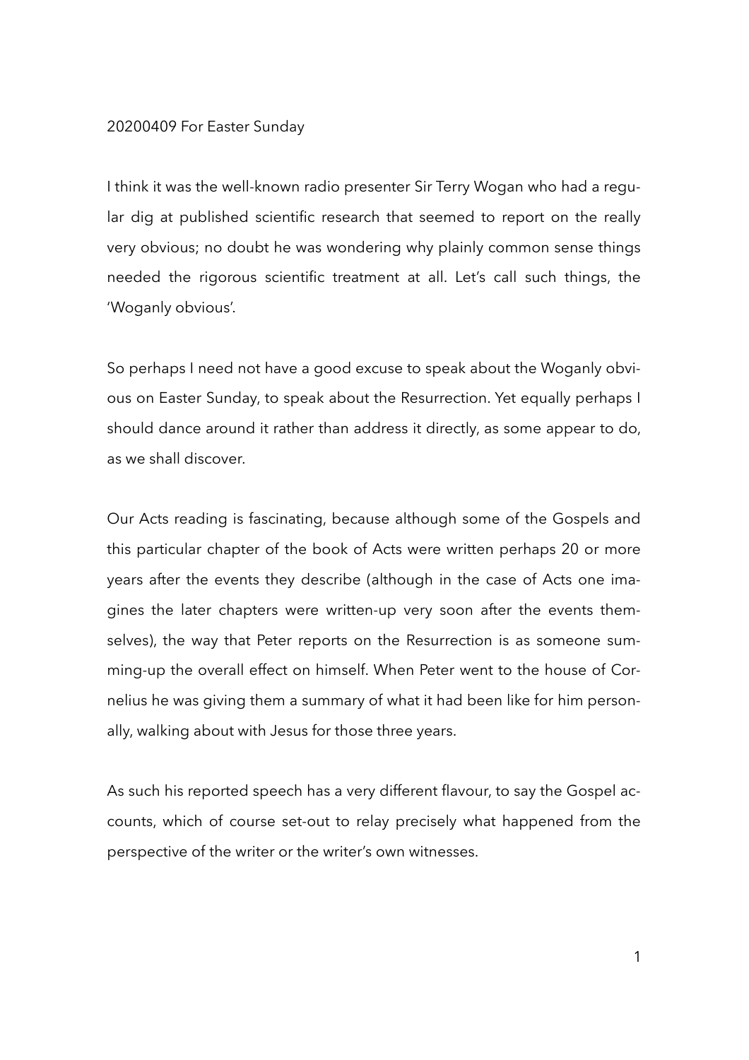20200409 For Easter Sunday

I think it was the well-known radio presenter Sir Terry Wogan who had a regular dig at published scientific research that seemed to report on the really very obvious; no doubt he was wondering why plainly common sense things needed the rigorous scientific treatment at all. Let's call such things, the 'Woganly obvious'.

So perhaps I need not have a good excuse to speak about the Woganly obvious on Easter Sunday, to speak about the Resurrection. Yet equally perhaps I should dance around it rather than address it directly, as some appear to do, as we shall discover.

Our Acts reading is fascinating, because although some of the Gospels and this particular chapter of the book of Acts were written perhaps 20 or more years after the events they describe (although in the case of Acts one imagines the later chapters were written-up very soon after the events themselves), the way that Peter reports on the Resurrection is as someone summing-up the overall effect on himself. When Peter went to the house of Cornelius he was giving them a summary of what it had been like for him personally, walking about with Jesus for those three years.

As such his reported speech has a very different flavour, to say the Gospel accounts, which of course set-out to relay precisely what happened from the perspective of the writer or the writer's own witnesses.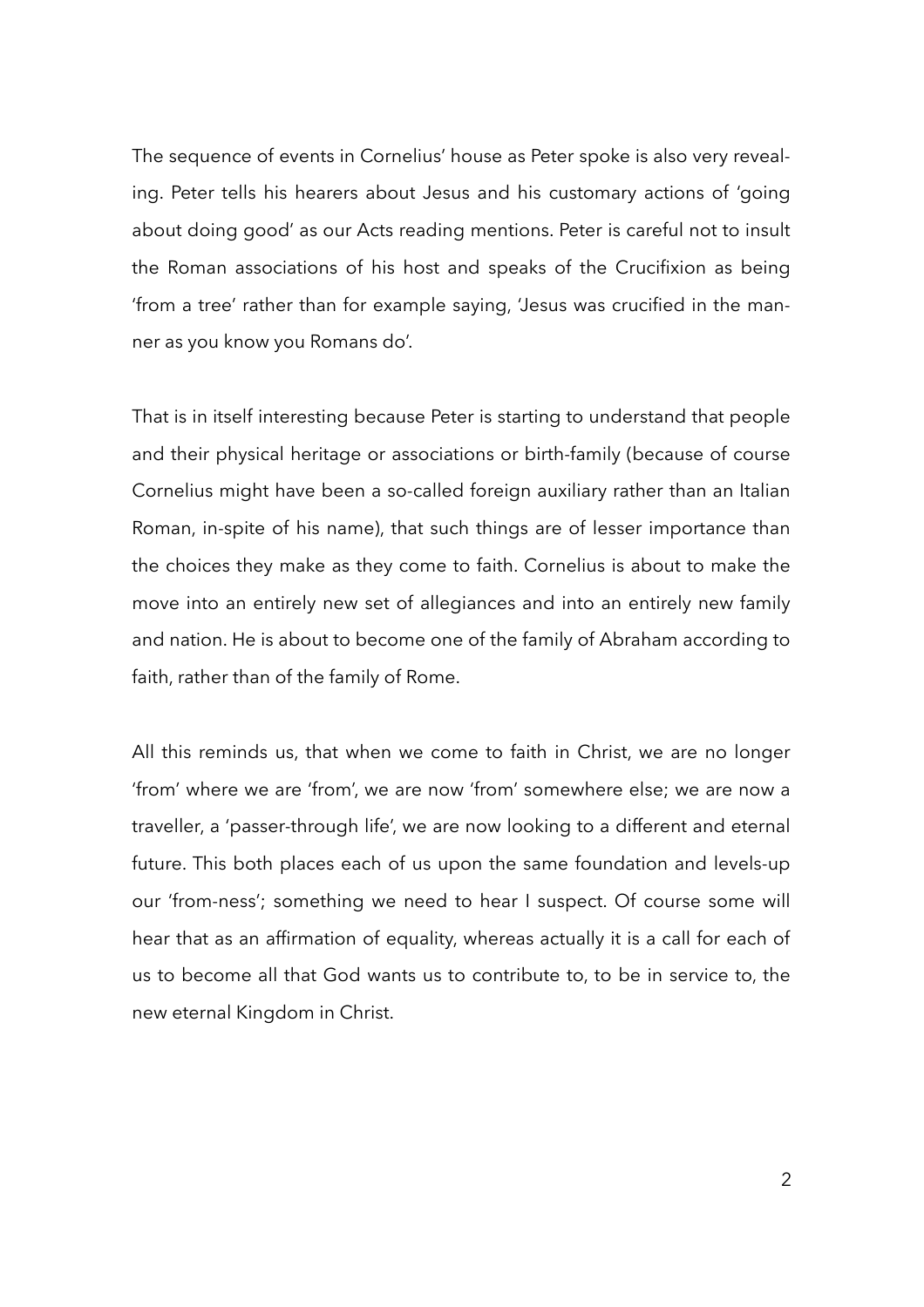The sequence of events in Cornelius' house as Peter spoke is also very revealing. Peter tells his hearers about Jesus and his customary actions of 'going about doing good' as our Acts reading mentions. Peter is careful not to insult the Roman associations of his host and speaks of the Crucifixion as being 'from a tree' rather than for example saying, 'Jesus was crucified in the manner as you know you Romans do'.

That is in itself interesting because Peter is starting to understand that people and their physical heritage or associations or birth-family (because of course Cornelius might have been a so-called foreign auxiliary rather than an Italian Roman, in-spite of his name), that such things are of lesser importance than the choices they make as they come to faith. Cornelius is about to make the move into an entirely new set of allegiances and into an entirely new family and nation. He is about to become one of the family of Abraham according to faith, rather than of the family of Rome.

All this reminds us, that when we come to faith in Christ, we are no longer 'from' where we are 'from', we are now 'from' somewhere else; we are now a traveller, a 'passer-through life', we are now looking to a different and eternal future. This both places each of us upon the same foundation and levels-up our 'from-ness'; something we need to hear I suspect. Of course some will hear that as an affirmation of equality, whereas actually it is a call for each of us to become all that God wants us to contribute to, to be in service to, the new eternal Kingdom in Christ.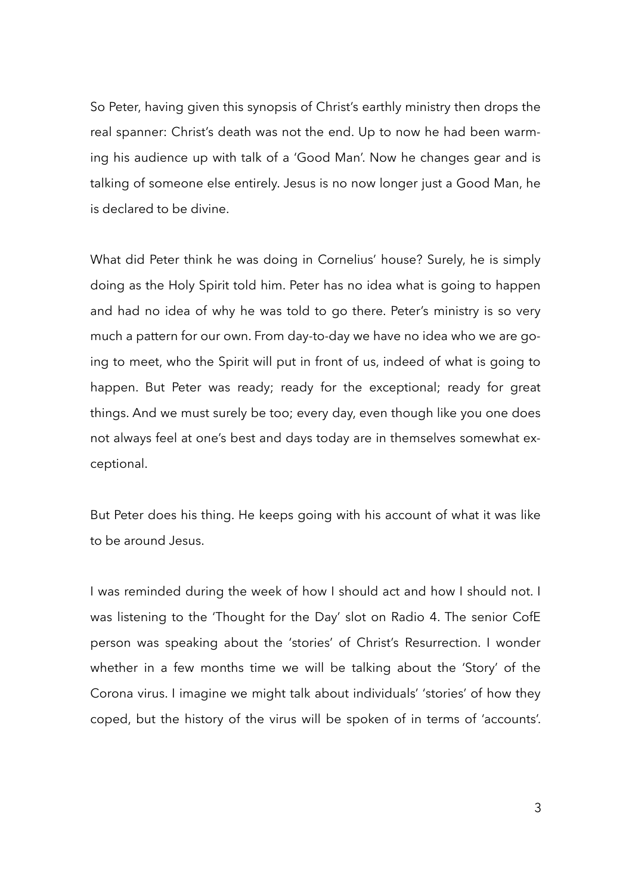So Peter, having given this synopsis of Christ's earthly ministry then drops the real spanner: Christ's death was not the end. Up to now he had been warming his audience up with talk of a 'Good Man'. Now he changes gear and is talking of someone else entirely. Jesus is no now longer just a Good Man, he is declared to be divine.

What did Peter think he was doing in Cornelius' house? Surely, he is simply doing as the Holy Spirit told him. Peter has no idea what is going to happen and had no idea of why he was told to go there. Peter's ministry is so very much a pattern for our own. From day-to-day we have no idea who we are going to meet, who the Spirit will put in front of us, indeed of what is going to happen. But Peter was ready; ready for the exceptional; ready for great things. And we must surely be too; every day, even though like you one does not always feel at one's best and days today are in themselves somewhat exceptional.

But Peter does his thing. He keeps going with his account of what it was like to be around Jesus.

I was reminded during the week of how I should act and how I should not. I was listening to the 'Thought for the Day' slot on Radio 4. The senior CofE person was speaking about the 'stories' of Christ's Resurrection. I wonder whether in a few months time we will be talking about the 'Story' of the Corona virus. I imagine we might talk about individuals' 'stories' of how they coped, but the history of the virus will be spoken of in terms of 'accounts'.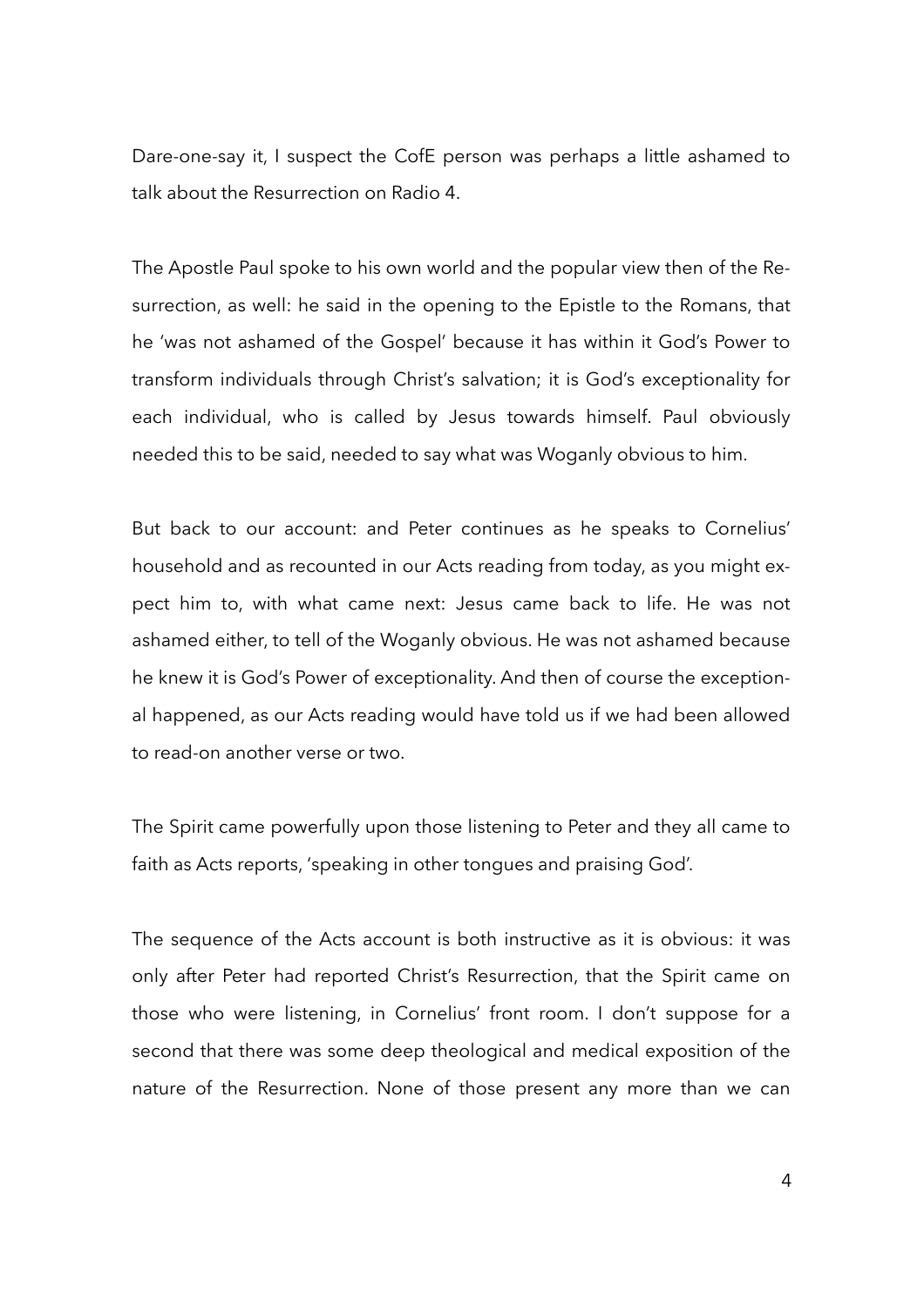Dare-one-say it, I suspect the CofE person was perhaps a little ashamed to talk about the Resurrection on Radio 4.

The Apostle Paul spoke to his own world and the popular view then of the Resurrection, as well: he said in the opening to the Epistle to the Romans, that he 'was not ashamed of the Gospel' because it has within it God's Power to transform individuals through Christ's salvation; it is God's exceptionality for each individual, who is called by Jesus towards himself. Paul obviously needed this to be said, needed to say what was Woganly obvious to him.

But back to our account: and Peter continues as he speaks to Cornelius' household and as recounted in our Acts reading from today, as you might expect him to, with what came next: Jesus came back to life. He was not ashamed either, to tell of the Woganly obvious. He was not ashamed because he knew it is God's Power of exceptionality. And then of course the exceptional happened, as our Acts reading would have told us if we had been allowed to read-on another verse or two.

The Spirit came powerfully upon those listening to Peter and they all came to faith as Acts reports, 'speaking in other tongues and praising God'.

The sequence of the Acts account is both instructive as it is obvious: it was only after Peter had reported Christ's Resurrection, that the Spirit came on those who were listening, in Cornelius' front room. I don't suppose for a second that there was some deep theological and medical exposition of the nature of the Resurrection. None of those present any more than we can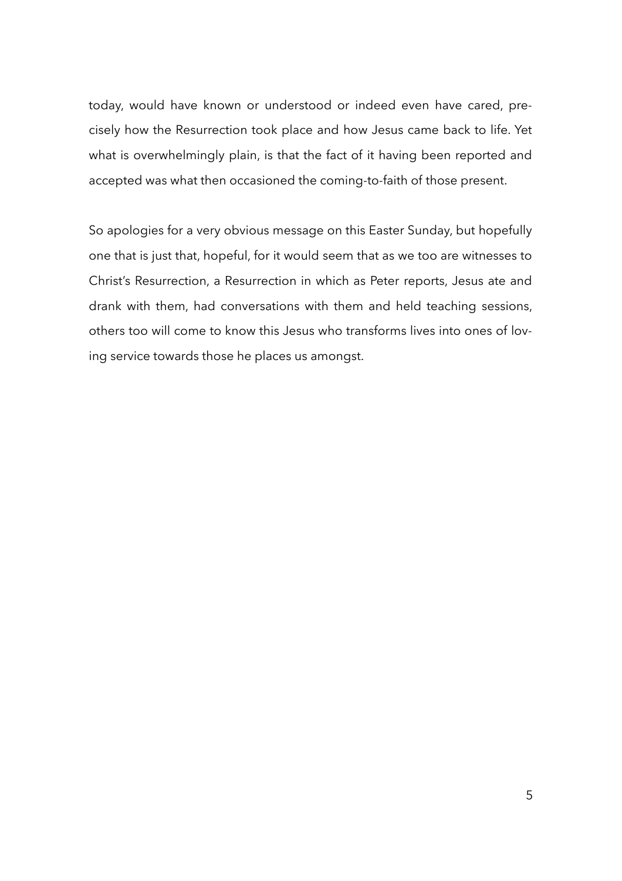today, would have known or understood or indeed even have cared, precisely how the Resurrection took place and how Jesus came back to life. Yet what is overwhelmingly plain, is that the fact of it having been reported and accepted was what then occasioned the coming-to-faith of those present.

So apologies for a very obvious message on this Easter Sunday, but hopefully one that is just that, hopeful, for it would seem that as we too are witnesses to Christ's Resurrection, a Resurrection in which as Peter reports, Jesus ate and drank with them, had conversations with them and held teaching sessions, others too will come to know this Jesus who transforms lives into ones of loving service towards those he places us amongst.